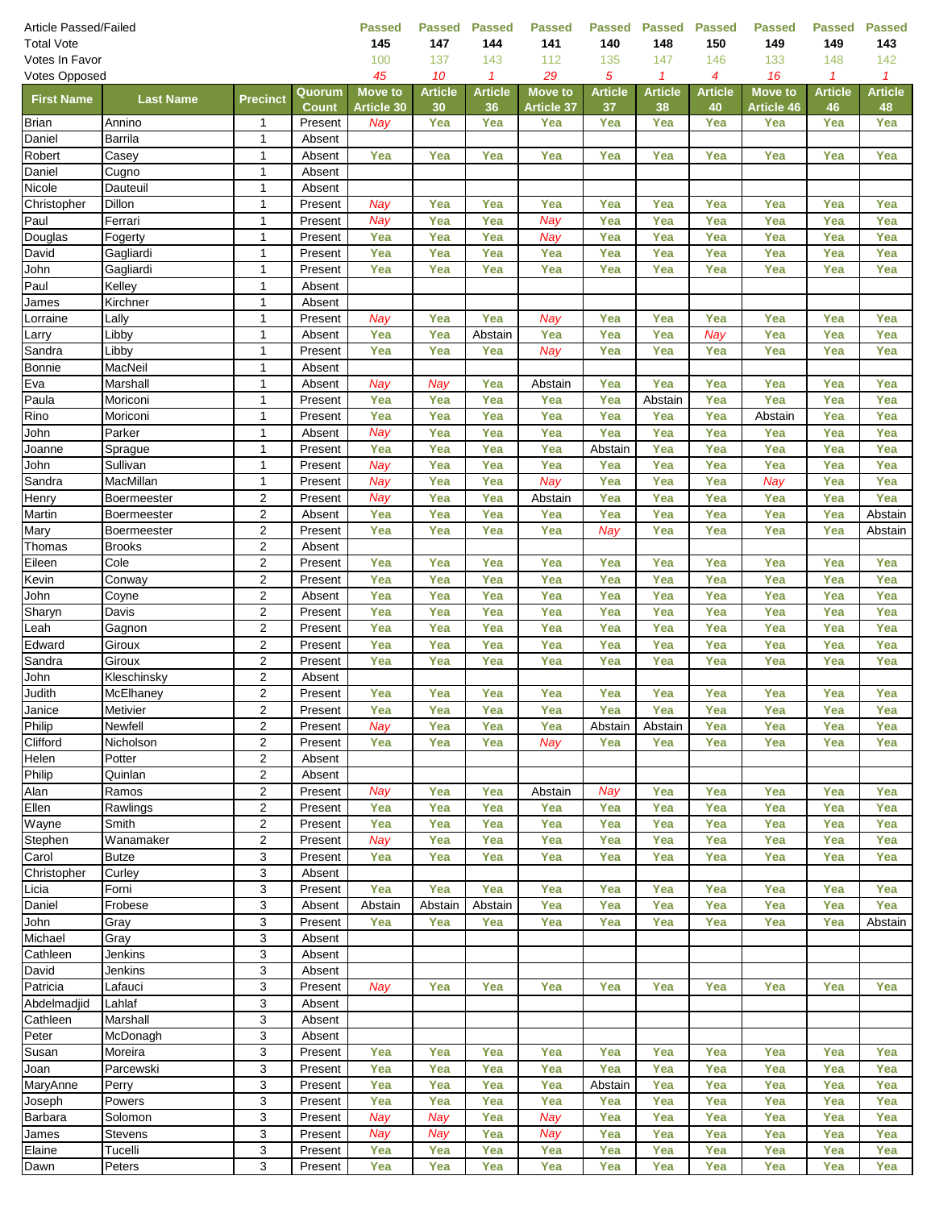| Article Passed/Failed | | | | Passed | Passed | Passed | Passed | Passed | Passed | Passed | Passed | Passed | Passed |
|---|---|---|---|---|---|---|---|---|---|---|---|---|---|
| Total Vote | | | | 145 | 147 | 144 | 141 | 140 | 148 | 150 | 149 | 149 | 143 |
| Votes In Favor | | | | 100 | 137 | 143 | 112 | 135 | 147 | 146 | 133 | 148 | 142 |
| Votes Opposed | | | | 45 | 10 | 1 | 29 | 5 | 1 | 4 | 16 | 1 | 1 |
| **First Name** | **Last Name** | **Precinct** | **Quorum Count** | **Move to Article 30** | **Article 30** | **Article 36** | **Move to Article 37** | **Article 37** | **Article 38** | **Article 40** | **Move to Article 46** | **Article 46** | **Article 48** |
| Brian | Annino | 1 | Present | Nay | Yea | Yea | Yea | Yea | Yea | Yea | Yea | Yea | Yea |
| Daniel | Barrila | 1 | Absent | | | | | | | | | | |
| Robert | Casey | 1 | Absent | Yea | Yea | Yea | Yea | Yea | Yea | Yea | Yea | Yea | Yea |
| Daniel | Cugno | 1 | Absent | | | | | | | | | | |
| Nicole | Dauteuil | 1 | Absent | | | | | | | | | | |
| Christopher | Dillon | 1 | Present | Nay | Yea | Yea | Yea | Yea | Yea | Yea | Yea | Yea | Yea |
| Paul | Ferrari | 1 | Present | Nay | Yea | Yea | Nay | Yea | Yea | Yea | Yea | Yea | Yea |
| Douglas | Fogerty | 1 | Present | Yea | Yea | Yea | Nay | Yea | Yea | Yea | Yea | Yea | Yea |
| David | Gagliardi | 1 | Present | Yea | Yea | Yea | Yea | Yea | Yea | Yea | Yea | Yea | Yea |
| John | Gagliardi | 1 | Present | Yea | Yea | Yea | Yea | Yea | Yea | Yea | Yea | Yea | Yea |
| Paul | Kelley | 1 | Absent | | | | | | | | | | |
| James | Kirchner | 1 | Absent | | | | | | | | | | |
| Lorraine | Lally | 1 | Present | Nay | Yea | Yea | Nay | Yea | Yea | Yea | Yea | Yea | Yea |
| Larry | Libby | 1 | Absent | Yea | Yea | Abstain | Yea | Yea | Yea | Nay | Yea | Yea | Yea |
| Sandra | Libby | 1 | Present | Yea | Yea | Yea | Nay | Yea | Yea | Yea | Yea | Yea | Yea |
| Bonnie | MacNeil | 1 | Absent | | | | | | | | | | |
| Eva | Marshall | 1 | Absent | Nay | Nay | Yea | Abstain | Yea | Yea | Yea | Yea | Yea | Yea |
| Paula | Moriconi | 1 | Present | Yea | Yea | Yea | Yea | Yea | Abstain | Yea | Yea | Yea | Yea |
| Rino | Moriconi | 1 | Present | Yea | Yea | Yea | Yea | Yea | Yea | Yea | Abstain | Yea | Yea |
| John | Parker | 1 | Absent | Nay | Yea | Yea | Yea | Yea | Yea | Yea | Yea | Yea | Yea |
| Joanne | Sprague | 1 | Present | Yea | Yea | Yea | Yea | Abstain | Yea | Yea | Yea | Yea | Yea |
| John | Sullivan | 1 | Present | Nay | Yea | Yea | Yea | Yea | Yea | Yea | Yea | Yea | Yea |
| Sandra | MacMillan | 1 | Present | Nay | Yea | Yea | Nay | Yea | Yea | Yea | Nay | Yea | Yea |
| Henry | Boermeester | 2 | Present | Nay | Yea | Yea | Abstain | Yea | Yea | Yea | Yea | Yea | Yea |
| Martin | Boermeester | 2 | Absent | Yea | Yea | Yea | Yea | Yea | Yea | Yea | Yea | Yea | Abstain |
| Mary | Boermeester | 2 | Present | Yea | Yea | Yea | Yea | Nay | Yea | Yea | Yea | Yea | Abstain |
| Thomas | Brooks | 2 | Absent | | | | | | | | | | |
| Eileen | Cole | 2 | Present | Yea | Yea | Yea | Yea | Yea | Yea | Yea | Yea | Yea | Yea |
| Kevin | Conway | 2 | Present | Yea | Yea | Yea | Yea | Yea | Yea | Yea | Yea | Yea | Yea |
| John | Coyne | 2 | Absent | Yea | Yea | Yea | Yea | Yea | Yea | Yea | Yea | Yea | Yea |
| Sharyn | Davis | 2 | Present | Yea | Yea | Yea | Yea | Yea | Yea | Yea | Yea | Yea | Yea |
| Leah | Gagnon | 2 | Present | Yea | Yea | Yea | Yea | Yea | Yea | Yea | Yea | Yea | Yea |
| Edward | Giroux | 2 | Present | Yea | Yea | Yea | Yea | Yea | Yea | Yea | Yea | Yea | Yea |
| Sandra | Giroux | 2 | Present | Yea | Yea | Yea | Yea | Yea | Yea | Yea | Yea | Yea | Yea |
| John | Kleschinsky | 2 | Absent | | | | | | | | | | |
| Judith | McElhaney | 2 | Present | Yea | Yea | Yea | Yea | Yea | Yea | Yea | Yea | Yea | Yea |
| Janice | Metivier | 2 | Present | Yea | Yea | Yea | Yea | Yea | Yea | Yea | Yea | Yea | Yea |
| Philip | Newfell | 2 | Present | Nay | Yea | Yea | Yea | Abstain | Abstain | Yea | Yea | Yea | Yea |
| Clifford | Nicholson | 2 | Present | Yea | Yea | Yea | Nay | Yea | Yea | Yea | Yea | Yea | Yea |
| Helen | Potter | 2 | Absent | | | | | | | | | | |
| Philip | Quinlan | 2 | Absent | | | | | | | | | | |
| Alan | Ramos | 2 | Present | Nay | Yea | Yea | Abstain | Nay | Yea | Yea | Yea | Yea | Yea |
| Ellen | Rawlings | 2 | Present | Yea | Yea | Yea | Yea | Yea | Yea | Yea | Yea | Yea | Yea |
| Wayne | Smith | 2 | Present | Yea | Yea | Yea | Yea | Yea | Yea | Yea | Yea | Yea | Yea |
| Stephen | Wanamaker | 2 | Present | Nay | Yea | Yea | Yea | Yea | Yea | Yea | Yea | Yea | Yea |
| Carol | Butze | 3 | Present | Yea | Yea | Yea | Yea | Yea | Yea | Yea | Yea | Yea | Yea |
| Christopher | Curley | 3 | Absent | | | | | | | | | | |
| Licia | Forni | 3 | Present | Yea | Yea | Yea | Yea | Yea | Yea | Yea | Yea | Yea | Yea |
| Daniel | Frobese | 3 | Absent | Abstain | Abstain | Abstain | Yea | Yea | Yea | Yea | Yea | Yea | Yea |
| John | Gray | 3 | Present | Yea | Yea | Yea | Yea | Yea | Yea | Yea | Yea | Yea | Abstain |
| Michael | Gray | 3 | Absent | | | | | | | | | | |
| Cathleen | Jenkins | 3 | Absent | | | | | | | | | | |
| David | Jenkins | 3 | Absent | | | | | | | | | | |
| Patricia | Lafauci | 3 | Present | Nay | Yea | Yea | Yea | Yea | Yea | Yea | Yea | Yea | Yea |
| Abdelmadjid | Lahlaf | 3 | Absent | | | | | | | | | | |
| Cathleen | Marshall | 3 | Absent | | | | | | | | | | |
| Peter | McDonagh | 3 | Absent | | | | | | | | | | |
| Susan | Moreira | 3 | Present | Yea | Yea | Yea | Yea | Yea | Yea | Yea | Yea | Yea | Yea |
| Joan | Parcewski | 3 | Present | Yea | Yea | Yea | Yea | Yea | Yea | Yea | Yea | Yea | Yea |
| MaryAnne | Perry | 3 | Present | Yea | Yea | Yea | Yea | Abstain | Yea | Yea | Yea | Yea | Yea |
| Joseph | Powers | 3 | Present | Yea | Yea | Yea | Yea | Yea | Yea | Yea | Yea | Yea | Yea |
| Barbara | Solomon | 3 | Present | Nay | Nay | Yea | Nay | Yea | Yea | Yea | Yea | Yea | Yea |
| James | Stevens | 3 | Present | Nay | Nay | Yea | Nay | Yea | Yea | Yea | Yea | Yea | Yea |
| Elaine | Tucelli | 3 | Present | Yea | Yea | Yea | Yea | Yea | Yea | Yea | Yea | Yea | Yea |
| Dawn | Peters | 3 | Present | Yea | Yea | Yea | Yea | Yea | Yea | Yea | Yea | Yea | Yea |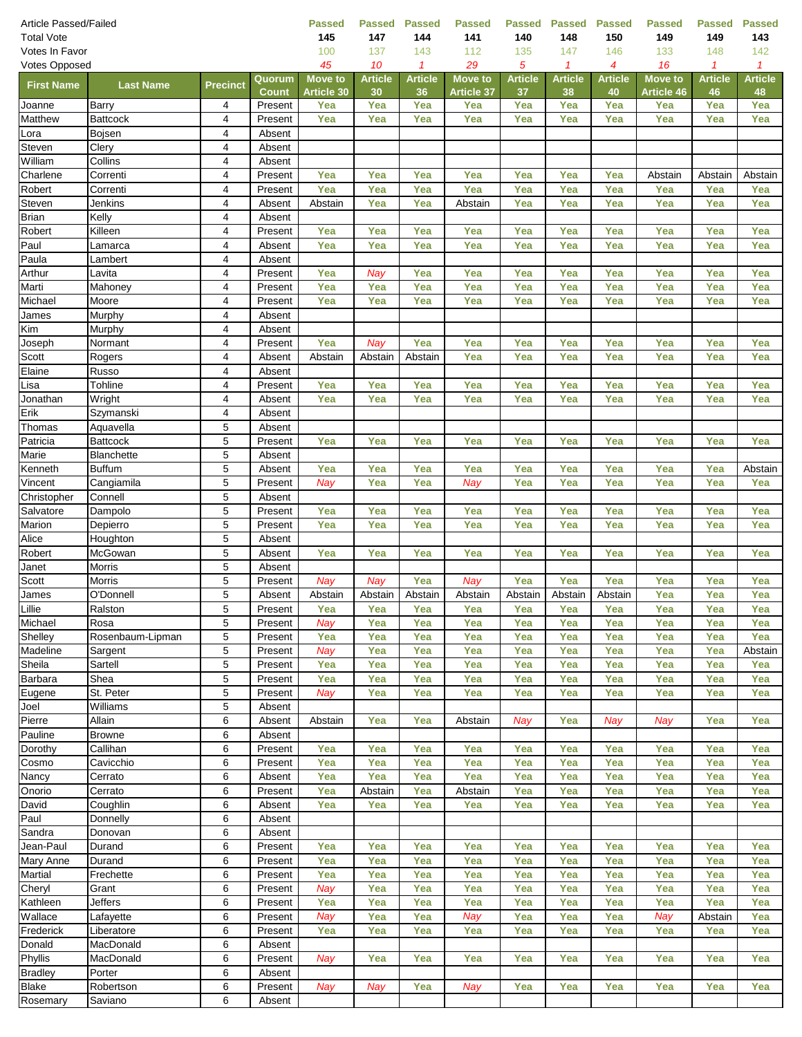| Article Passed/Failed | | | | Passed | Passed | Passed | Passed | Passed | Passed | Passed | Passed | Passed | Passed |
|---|---|---|---|---|---|---|---|---|---|---|---|---|---|
| Total Vote | | | | 145 | 147 | 144 | 141 | 140 | 148 | 150 | 149 | 149 | 143 |
| Votes In Favor | | | | 100 | 137 | 143 | 112 | 135 | 147 | 146 | 133 | 148 | 142 |
| Votes Opposed | | | | 45 | 10 | 1 | 29 | 5 | 1 | 4 | 16 | 1 | 1 |
| **First Name** | **Last Name** | **Precinct** | **Quorum Count** | **Move to Article 30** | **Article 30** | **Article 36** | **Move to Article 37** | **Article 37** | **Article 38** | **Article 40** | **Move to Article 46** | **Article 46** | **Article 48** |
| Joanne | Barry | 4 | Present | Yea | Yea | Yea | Yea | Yea | Yea | Yea | Yea | Yea | Yea |
| Matthew | Battcock | 4 | Present | Yea | Yea | Yea | Yea | Yea | Yea | Yea | Yea | Yea | Yea |
| Lora | Bojsen | 4 | Absent | | | | | | | | | | |
| Steven | Clery | 4 | Absent | | | | | | | | | | |
| William | Collins | 4 | Absent | | | | | | | | | | |
| Charlene | Correnti | 4 | Present | Yea | Yea | Yea | Yea | Yea | Yea | Yea | Abstain | Abstain | Abstain |
| Robert | Correnti | 4 | Present | Yea | Yea | Yea | Yea | Yea | Yea | Yea | Yea | Yea | Yea |
| Steven | Jenkins | 4 | Absent | Abstain | Yea | Yea | Abstain | Yea | Yea | Yea | Yea | Yea | Yea |
| Brian | Kelly | 4 | Absent | | | | | | | | | | |
| Robert | Killeen | 4 | Present | Yea | Yea | Yea | Yea | Yea | Yea | Yea | Yea | Yea | Yea |
| Paul | Lamarca | 4 | Absent | Yea | Yea | Yea | Yea | Yea | Yea | Yea | Yea | Yea | Yea |
| Paula | Lambert | 4 | Absent | | | | | | | | | | |
| Arthur | Lavita | 4 | Present | Yea | Nay | Yea | Yea | Yea | Yea | Yea | Yea | Yea | Yea |
| Marti | Mahoney | 4 | Present | Yea | Yea | Yea | Yea | Yea | Yea | Yea | Yea | Yea | Yea |
| Michael | Moore | 4 | Present | Yea | Yea | Yea | Yea | Yea | Yea | Yea | Yea | Yea | Yea |
| James | Murphy | 4 | Absent | | | | | | | | | | |
| Kim | Murphy | 4 | Absent | | | | | | | | | | |
| Joseph | Normant | 4 | Present | Yea | Nay | Yea | Yea | Yea | Yea | Yea | Yea | Yea | Yea |
| Scott | Rogers | 4 | Absent | Abstain | Abstain | Abstain | Yea | Yea | Yea | Yea | Yea | Yea | Yea |
| Elaine | Russo | 4 | Absent | | | | | | | | | | |
| Lisa | Tohline | 4 | Present | Yea | Yea | Yea | Yea | Yea | Yea | Yea | Yea | Yea | Yea |
| Jonathan | Wright | 4 | Absent | Yea | Yea | Yea | Yea | Yea | Yea | Yea | Yea | Yea | Yea |
| Erik | Szymanski | 4 | Absent | | | | | | | | | | |
| Thomas | Aquavella | 5 | Absent | | | | | | | | | | |
| Patricia | Battcock | 5 | Present | Yea | Yea | Yea | Yea | Yea | Yea | Yea | Yea | Yea | Yea |
| Marie | Blanchette | 5 | Absent | | | | | | | | | | |
| Kenneth | Buffum | 5 | Absent | Yea | Yea | Yea | Yea | Yea | Yea | Yea | Yea | Yea | Abstain |
| Vincent | Cangiamila | 5 | Present | Nay | Yea | Yea | Nay | Yea | Yea | Yea | Yea | Yea | Yea |
| Christopher | Connell | 5 | Absent | | | | | | | | | | |
| Salvatore | Dampolo | 5 | Present | Yea | Yea | Yea | Yea | Yea | Yea | Yea | Yea | Yea | Yea |
| Marion | Depierro | 5 | Present | Yea | Yea | Yea | Yea | Yea | Yea | Yea | Yea | Yea | Yea |
| Alice | Houghton | 5 | Absent | | | | | | | | | | |
| Robert | McGowan | 5 | Absent | Yea | Yea | Yea | Yea | Yea | Yea | Yea | Yea | Yea | Yea |
| Janet | Morris | 5 | Absent | | | | | | | | | | |
| Scott | Morris | 5 | Present | Nay | Nay | Yea | Nay | Yea | Yea | Yea | Yea | Yea | Yea |
| James | O'Donnell | 5 | Absent | Abstain | Abstain | Abstain | Abstain | Abstain | Abstain | Abstain | Yea | Yea | Yea |
| Lillie | Ralston | 5 | Present | Yea | Yea | Yea | Yea | Yea | Yea | Yea | Yea | Yea | Yea |
| Michael | Rosa | 5 | Present | Nay | Yea | Yea | Yea | Yea | Yea | Yea | Yea | Yea | Yea |
| Shelley | Rosenbaum-Lipman | 5 | Present | Yea | Yea | Yea | Yea | Yea | Yea | Yea | Yea | Yea | Yea |
| Madeline | Sargent | 5 | Present | Nay | Yea | Yea | Yea | Yea | Yea | Yea | Yea | Yea | Abstain |
| Sheila | Sartell | 5 | Present | Yea | Yea | Yea | Yea | Yea | Yea | Yea | Yea | Yea | Yea |
| Barbara | Shea | 5 | Present | Yea | Yea | Yea | Yea | Yea | Yea | Yea | Yea | Yea | Yea |
| Eugene | St. Peter | 5 | Present | Nay | Yea | Yea | Yea | Yea | Yea | Yea | Yea | Yea | Yea |
| Joel | Williams | 5 | Absent | | | | | | | | | | |
| Pierre | Allain | 6 | Absent | Abstain | Yea | Yea | Abstain | Nay | Yea | Nay | Nay | Yea | Yea |
| Pauline | Browne | 6 | Absent | | | | | | | | | | |
| Dorothy | Callihan | 6 | Present | Yea | Yea | Yea | Yea | Yea | Yea | Yea | Yea | Yea | Yea |
| Cosmo | Cavicchio | 6 | Present | Yea | Yea | Yea | Yea | Yea | Yea | Yea | Yea | Yea | Yea |
| Nancy | Cerrato | 6 | Absent | Yea | Yea | Yea | Yea | Yea | Yea | Yea | Yea | Yea | Yea |
| Onorio | Cerrato | 6 | Present | Yea | Abstain | Yea | Abstain | Yea | Yea | Yea | Yea | Yea | Yea |
| David | Coughlin | 6 | Absent | Yea | Yea | Yea | Yea | Yea | Yea | Yea | Yea | Yea | Yea |
| Paul | Donnelly | 6 | Absent | | | | | | | | | | |
| Sandra | Donovan | 6 | Absent | | | | | | | | | | |
| Jean-Paul | Durand | 6 | Present | Yea | Yea | Yea | Yea | Yea | Yea | Yea | Yea | Yea | Yea |
| Mary Anne | Durand | 6 | Present | Yea | Yea | Yea | Yea | Yea | Yea | Yea | Yea | Yea | Yea |
| Martial | Frechette | 6 | Present | Yea | Yea | Yea | Yea | Yea | Yea | Yea | Yea | Yea | Yea |
| Cheryl | Grant | 6 | Present | Nay | Yea | Yea | Yea | Yea | Yea | Yea | Yea | Yea | Yea |
| Kathleen | Jeffers | 6 | Present | Yea | Yea | Yea | Yea | Yea | Yea | Yea | Yea | Yea | Yea |
| Wallace | Lafayette | 6 | Present | Nay | Yea | Yea | Nay | Yea | Yea | Yea | Nay | Abstain | Yea |
| Frederick | Liberatore | 6 | Present | Yea | Yea | Yea | Yea | Yea | Yea | Yea | Yea | Yea | Yea |
| Donald | MacDonald | 6 | Absent | | | | | | | | | | |
| Phyllis | MacDonald | 6 | Present | Nay | Yea | Yea | Yea | Yea | Yea | Yea | Yea | Yea | Yea |
| Bradley | Porter | 6 | Absent | | | | | | | | | | |
| Blake | Robertson | 6 | Present | Nay | Nay | Yea | Nay | Yea | Yea | Yea | Yea | Yea | Yea |
| Rosemary | Saviano | 6 | Absent | | | | | | | | | | |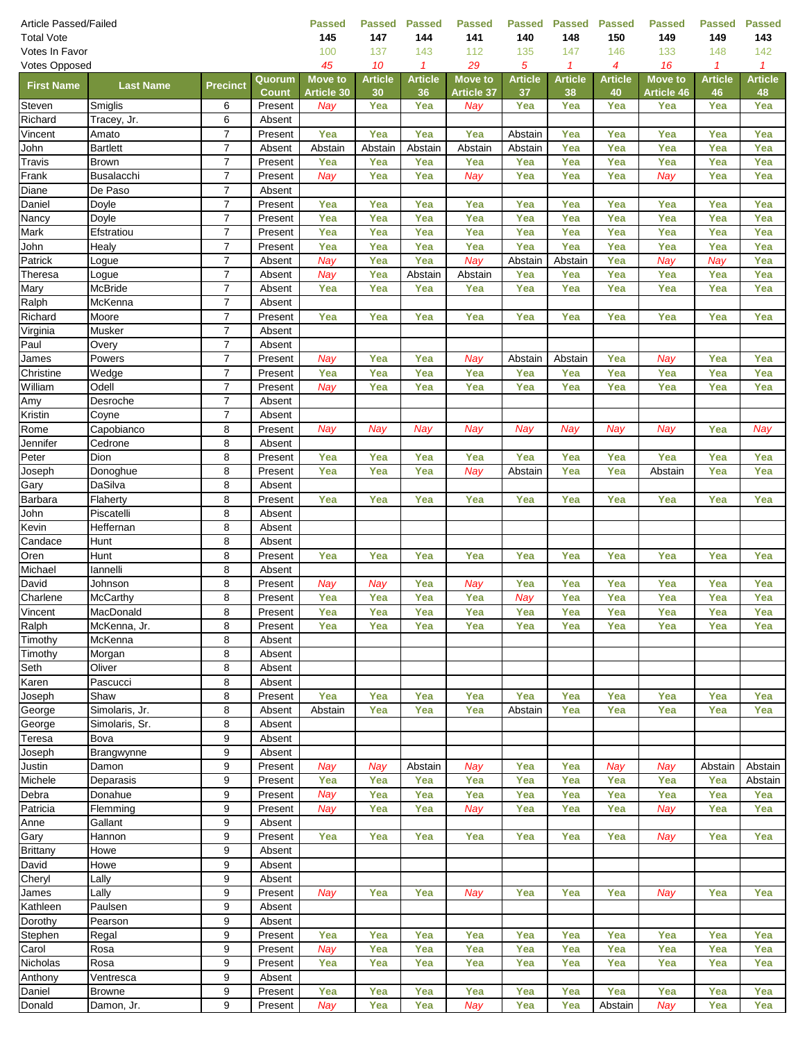| Article Passed/Failed | | | | Passed | Passed | Passed | Passed | Passed | Passed | Passed | Passed | Passed | Passed |
|---|---|---|---|---|---|---|---|---|---|---|---|---|---|
| Total Vote | | | | 145 | 147 | 144 | 141 | 140 | 148 | 150 | 149 | 149 | 143 |
| Votes In Favor | | | | 100 | 137 | 143 | 112 | 135 | 147 | 146 | 133 | 148 | 142 |
| Votes Opposed | | | | 45 | 10 | 1 | 29 | 5 | 1 | 4 | 16 | 1 | 1 |
| **First Name** | **Last Name** | **Precinct** | **Quorum Count** | **Move to Article 30** | **Article 30** | **Article 36** | **Move to Article 37** | **Article 37** | **Article 38** | **Article 40** | **Move to Article 46** | **Article 46** | **Article 48** |
| Steven | Smiglis | 6 | Present | Nay | Yea | Yea | Nay | Yea | Yea | Yea | Yea | Yea | Yea |
| Richard | Tracey, Jr. | 6 | Absent | | | | | | | | | | |
| Vincent | Amato | 7 | Present | Yea | Yea | Yea | Yea | Abstain | Yea | Yea | Yea | Yea | Yea |
| John | Bartlett | 7 | Absent | Abstain | Abstain | Abstain | Abstain | Abstain | Yea | Yea | Yea | Yea | Yea |
| Travis | Brown | 7 | Present | Yea | Yea | Yea | Yea | Yea | Yea | Yea | Yea | Yea | Yea |
| Frank | Busalacchi | 7 | Present | Nay | Yea | Yea | Nay | Yea | Yea | Yea | Nay | Yea | Yea |
| Diane | De Paso | 7 | Absent | | | | | | | | | | |
| Daniel | Doyle | 7 | Present | Yea | Yea | Yea | Yea | Yea | Yea | Yea | Yea | Yea | Yea |
| Nancy | Doyle | 7 | Present | Yea | Yea | Yea | Yea | Yea | Yea | Yea | Yea | Yea | Yea |
| Mark | Efstratiou | 7 | Present | Yea | Yea | Yea | Yea | Yea | Yea | Yea | Yea | Yea | Yea |
| John | Healy | 7 | Present | Yea | Yea | Yea | Yea | Yea | Yea | Yea | Yea | Yea | Yea |
| Patrick | Logue | 7 | Absent | Nay | Yea | Yea | Nay | Abstain | Abstain | Yea | Nay | Nay | Yea |
| Theresa | Logue | 7 | Absent | Nay | Yea | Abstain | Abstain | Yea | Yea | Yea | Yea | Yea | Yea |
| Mary | McBride | 7 | Absent | Yea | Yea | Yea | Yea | Yea | Yea | Yea | Yea | Yea | Yea |
| Ralph | McKenna | 7 | Absent | | | | | | | | | | |
| Richard | Moore | 7 | Present | Yea | Yea | Yea | Yea | Yea | Yea | Yea | Yea | Yea | Yea |
| Virginia | Musker | 7 | Absent | | | | | | | | | | |
| Paul | Overy | 7 | Absent | | | | | | | | | | |
| James | Powers | 7 | Present | Nay | Yea | Yea | Nay | Abstain | Abstain | Yea | Nay | Yea | Yea |
| Christine | Wedge | 7 | Present | Yea | Yea | Yea | Yea | Yea | Yea | Yea | Yea | Yea | Yea |
| William | Odell | 7 | Present | Nay | Yea | Yea | Yea | Yea | Yea | Yea | Yea | Yea | Yea |
| Amy | Desroche | 7 | Absent | | | | | | | | | | |
| Kristin | Coyne | 7 | Absent | | | | | | | | | | |
| Rome | Capobianco | 8 | Present | Nay | Nay | Nay | Nay | Nay | Nay | Nay | Nay | Yea | Nay |
| Jennifer | Cedrone | 8 | Absent | | | | | | | | | | |
| Peter | Dion | 8 | Present | Yea | Yea | Yea | Yea | Yea | Yea | Yea | Yea | Yea | Yea |
| Joseph | Donoghue | 8 | Present | Yea | Yea | Yea | Nay | Abstain | Yea | Yea | Abstain | Yea | Yea |
| Gary | DaSilva | 8 | Absent | | | | | | | | | | |
| Barbara | Flaherty | 8 | Present | Yea | Yea | Yea | Yea | Yea | Yea | Yea | Yea | Yea | Yea |
| John | Piscatelli | 8 | Absent | | | | | | | | | | |
| Kevin | Heffernan | 8 | Absent | | | | | | | | | | |
| Candace | Hunt | 8 | Absent | | | | | | | | | | |
| Oren | Hunt | 8 | Present | Yea | Yea | Yea | Yea | Yea | Yea | Yea | Yea | Yea | Yea |
| Michael | Iannelli | 8 | Absent | | | | | | | | | | |
| David | Johnson | 8 | Present | Nay | Nay | Yea | Nay | Yea | Yea | Yea | Yea | Yea | Yea |
| Charlene | McCarthy | 8 | Present | Yea | Yea | Yea | Yea | Nay | Yea | Yea | Yea | Yea | Yea |
| Vincent | MacDonald | 8 | Present | Yea | Yea | Yea | Yea | Yea | Yea | Yea | Yea | Yea | Yea |
| Ralph | McKenna, Jr. | 8 | Present | Yea | Yea | Yea | Yea | Yea | Yea | Yea | Yea | Yea | Yea |
| Timothy | McKenna | 8 | Absent | | | | | | | | | | |
| Timothy | Morgan | 8 | Absent | | | | | | | | | | |
| Seth | Oliver | 8 | Absent | | | | | | | | | | |
| Karen | Pascucci | 8 | Absent | | | | | | | | | | |
| Joseph | Shaw | 8 | Present | Yea | Yea | Yea | Yea | Yea | Yea | Yea | Yea | Yea | Yea |
| George | Simolaris, Jr. | 8 | Absent | Abstain | Yea | Yea | Yea | Abstain | Yea | Yea | Yea | Yea | Yea |
| George | Simolaris, Sr. | 8 | Absent | | | | | | | | | | |
| Teresa | Bova | 9 | Absent | | | | | | | | | | |
| Joseph | Brangwynne | 9 | Absent | | | | | | | | | | |
| Justin | Damon | 9 | Present | Nay | Nay | Abstain | Nay | Yea | Yea | Nay | Nay | Abstain | Abstain |
| Michele | Deparasis | 9 | Present | Yea | Yea | Yea | Yea | Yea | Yea | Yea | Yea | Yea | Abstain |
| Debra | Donahue | 9 | Present | Nay | Yea | Yea | Yea | Yea | Yea | Yea | Yea | Yea | Yea |
| Patricia | Flemming | 9 | Present | Nay | Yea | Yea | Nay | Yea | Yea | Yea | Nay | Yea | Yea |
| Anne | Gallant | 9 | Absent | | | | | | | | | | |
| Gary | Hannon | 9 | Present | Yea | Yea | Yea | Yea | Yea | Yea | Yea | Nay | Yea | Yea |
| Brittany | Howe | 9 | Absent | | | | | | | | | | |
| David | Howe | 9 | Absent | | | | | | | | | | |
| Cheryl | Lally | 9 | Absent | | | | | | | | | | |
| James | Lally | 9 | Present | Nay | Yea | Yea | Nay | Yea | Yea | Yea | Nay | Yea | Yea |
| Kathleen | Paulsen | 9 | Absent | | | | | | | | | | |
| Dorothy | Pearson | 9 | Absent | | | | | | | | | | |
| Stephen | Regal | 9 | Present | Yea | Yea | Yea | Yea | Yea | Yea | Yea | Yea | Yea | Yea |
| Carol | Rosa | 9 | Present | Nay | Yea | Yea | Yea | Yea | Yea | Yea | Yea | Yea | Yea |
| Nicholas | Rosa | 9 | Present | Yea | Yea | Yea | Yea | Yea | Yea | Yea | Yea | Yea | Yea |
| Anthony | Ventresca | 9 | Absent | | | | | | | | | | |
| Daniel | Browne | 9 | Present | Yea | Yea | Yea | Yea | Yea | Yea | Yea | Yea | Yea | Yea |
| Donald | Damon, Jr. | 9 | Present | Nay | Yea | Yea | Nay | Yea | Yea | Abstain | Nay | Yea | Yea |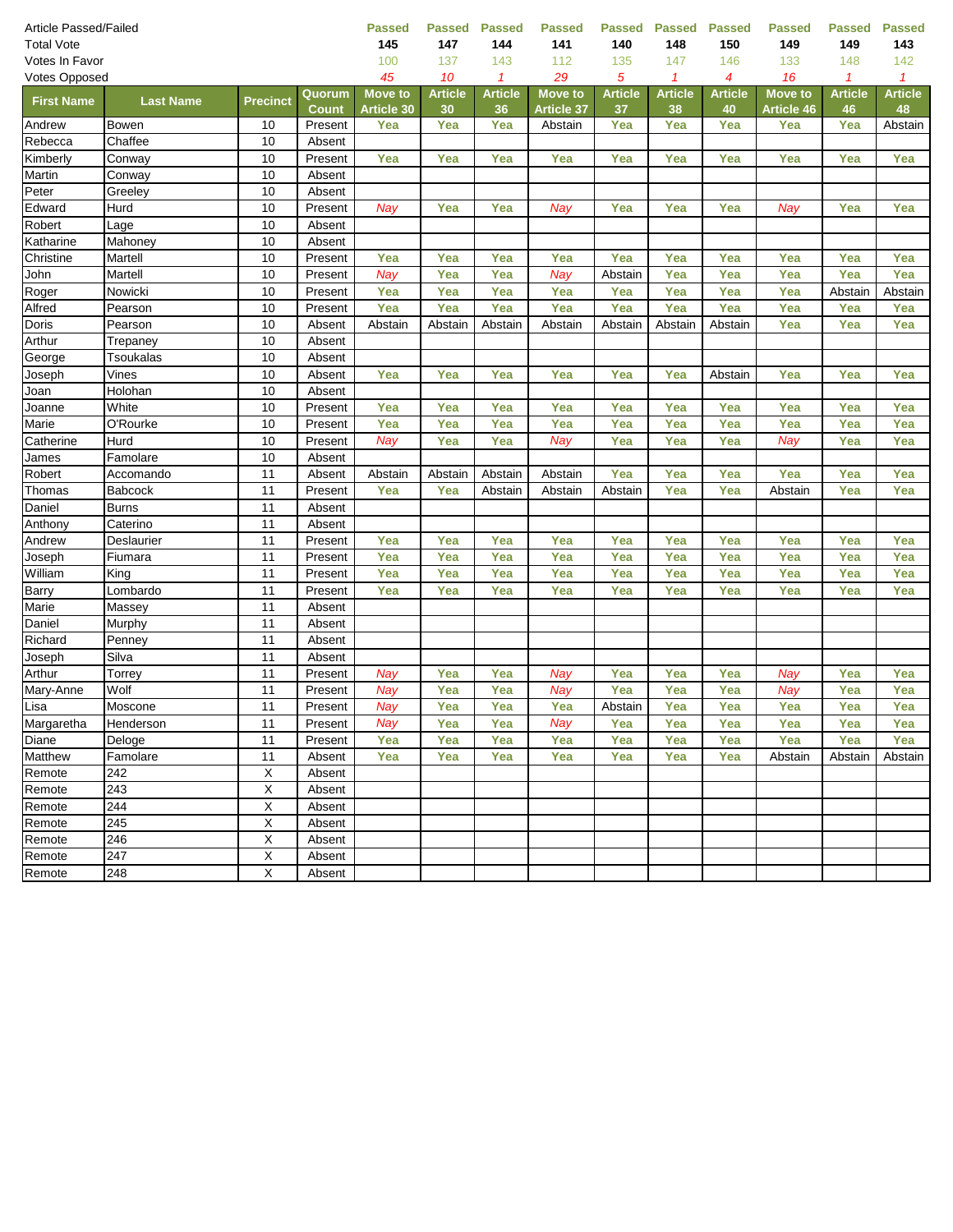| Article Passed/Failed | | | | Passed | Passed | Passed | Passed | Passed | Passed | Passed | Passed | Passed | Passed |
|---|---|---|---|---|---|---|---|---|---|---|---|---|---|
| Total Vote | | | | 145 | 147 | 144 | 141 | 140 | 148 | 150 | 149 | 149 | 143 |
| Votes In Favor | | | | 100 | 137 | 143 | 112 | 135 | 147 | 146 | 133 | 148 | 142 |
| Votes Opposed | | | | 45 | 10 | 1 | 29 | 5 | 1 | 4 | 16 | 1 | 1 |
| **First Name** | **Last Name** | **Precinct** | **Quorum Count** | **Move to Article 30** | **Article 30** | **Article 36** | **Move to Article 37** | **Article 37** | **Article 38** | **Article 40** | **Move to Article 46** | **Article 46** | **Article 48** |
| Andrew | Bowen | 10 | Present | Yea | Yea | Yea | Abstain | Yea | Yea | Yea | Yea | Yea | Abstain |
| Rebecca | Chaffee | 10 | Absent | | | | | | | | | | |
| Kimberly | Conway | 10 | Present | Yea | Yea | Yea | Yea | Yea | Yea | Yea | Yea | Yea | Yea |
| Martin | Conway | 10 | Absent | | | | | | | | | | |
| Peter | Greeley | 10 | Absent | | | | | | | | | | |
| Edward | Hurd | 10 | Present | Nay | Yea | Yea | Nay | Yea | Yea | Yea | Nay | Yea | Yea |
| Robert | Lage | 10 | Absent | | | | | | | | | | |
| Katharine | Mahoney | 10 | Absent | | | | | | | | | | |
| Christine | Martell | 10 | Present | Yea | Yea | Yea | Yea | Yea | Yea | Yea | Yea | Yea | Yea |
| John | Martell | 10 | Present | Nay | Yea | Yea | Nay | Abstain | Yea | Yea | Yea | Yea | Yea |
| Roger | Nowicki | 10 | Present | Yea | Yea | Yea | Yea | Yea | Yea | Yea | Yea | Abstain | Abstain |
| Alfred | Pearson | 10 | Present | Yea | Yea | Yea | Yea | Yea | Yea | Yea | Yea | Yea | Yea |
| Doris | Pearson | 10 | Absent | Abstain | Abstain | Abstain | Abstain | Abstain | Abstain | Abstain | Yea | Yea | Yea |
| Arthur | Trepaney | 10 | Absent | | | | | | | | | | |
| George | Tsoukalas | 10 | Absent | | | | | | | | | | |
| Joseph | Vines | 10 | Absent | Yea | Yea | Yea | Yea | Yea | Yea | Abstain | Yea | Yea | Yea |
| Joan | Holohan | 10 | Absent | | | | | | | | | | |
| Joanne | White | 10 | Present | Yea | Yea | Yea | Yea | Yea | Yea | Yea | Yea | Yea | Yea |
| Marie | O'Rourke | 10 | Present | Yea | Yea | Yea | Yea | Yea | Yea | Yea | Yea | Yea | Yea |
| Catherine | Hurd | 10 | Present | Nay | Yea | Yea | Nay | Yea | Yea | Yea | Nay | Yea | Yea |
| James | Famolare | 10 | Absent | | | | | | | | | | |
| Robert | Accomando | 11 | Absent | Abstain | Abstain | Abstain | Abstain | Yea | Yea | Yea | Yea | Yea | Yea |
| Thomas | Babcock | 11 | Present | Yea | Yea | Abstain | Abstain | Abstain | Yea | Yea | Abstain | Yea | Yea |
| Daniel | Burns | 11 | Absent | | | | | | | | | | |
| Anthony | Caterino | 11 | Absent | | | | | | | | | | |
| Andrew | Deslaurier | 11 | Present | Yea | Yea | Yea | Yea | Yea | Yea | Yea | Yea | Yea | Yea |
| Joseph | Fiumara | 11 | Present | Yea | Yea | Yea | Yea | Yea | Yea | Yea | Yea | Yea | Yea |
| William | King | 11 | Present | Yea | Yea | Yea | Yea | Yea | Yea | Yea | Yea | Yea | Yea |
| Barry | Lombardo | 11 | Present | Yea | Yea | Yea | Yea | Yea | Yea | Yea | Yea | Yea | Yea |
| Marie | Massey | 11 | Absent | | | | | | | | | | |
| Daniel | Murphy | 11 | Absent | | | | | | | | | | |
| Richard | Penney | 11 | Absent | | | | | | | | | | |
| Joseph | Silva | 11 | Absent | | | | | | | | | | |
| Arthur | Torrey | 11 | Present | Nay | Yea | Yea | Nay | Yea | Yea | Yea | Nay | Yea | Yea |
| Mary-Anne | Wolf | 11 | Present | Nay | Yea | Yea | Nay | Yea | Yea | Yea | Nay | Yea | Yea |
| Lisa | Moscone | 11 | Present | Nay | Yea | Yea | Yea | Abstain | Yea | Yea | Yea | Yea | Yea |
| Margaretha | Henderson | 11 | Present | Nay | Yea | Yea | Nay | Yea | Yea | Yea | Yea | Yea | Yea |
| Diane | Deloge | 11 | Present | Yea | Yea | Yea | Yea | Yea | Yea | Yea | Yea | Yea | Yea |
| Matthew | Famolare | 11 | Absent | Yea | Yea | Yea | Yea | Yea | Yea | Yea | Abstain | Abstain | Abstain |
| Remote | 242 | X | Absent | | | | | | | | | | |
| Remote | 243 | X | Absent | | | | | | | | | | |
| Remote | 244 | X | Absent | | | | | | | | | | |
| Remote | 245 | X | Absent | | | | | | | | | | |
| Remote | 246 | X | Absent | | | | | | | | | | |
| Remote | 247 | X | Absent | | | | | | | | | | |
| Remote | 248 | X | Absent | | | | | | | | | | |